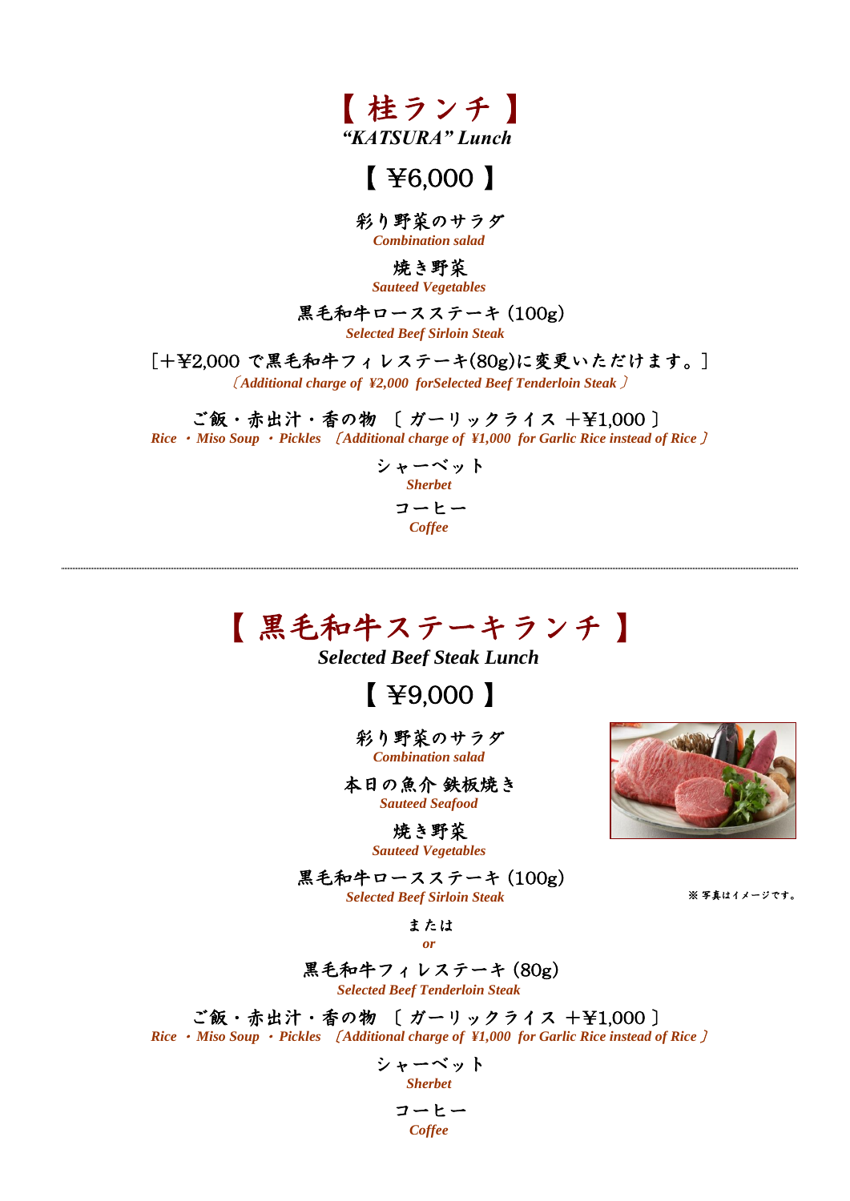# 【 桂ランチ 】
***"KATSURA" Lunch***

## 【 ¥6,000 】

彩り野菜のサラダ
***Combination salad***

焼き野菜
***Sauteed Vegetables***

黒毛和牛ロースステーキ (100g)
***Selected Beef Sirloin Steak***

[＋¥2,000 で黒毛和牛フィレステーキ(80g)に変更いただけます。]
***〔Additional charge of ¥2,000 forSelected Beef Tenderloin Steak 〕***

ご飯・赤出汁・香の物 〔 ガーリックライス ＋¥1,000 〕
***Rice ・ Miso Soup ・ Pickles 〔Additional charge of ¥1,000 for Garlic Rice instead of Rice 〕***

シャーベット
***Sherbet***

コーヒー
***Coffee***

---

# 【 黒毛和牛ステーキランチ 】
***Selected Beef Steak Lunch***

## 【 ¥9,000 】

彩り野菜のサラダ
***Combination salad***

本日の魚介 鉄板焼き
***Sauteed Seafood***

焼き野菜
***Sauteed Vegetables***

黒毛和牛ロースステーキ (100g)
***Selected Beef Sirloin Steak***

または
***or***

黒毛和牛フィレステーキ (80g)
***Selected Beef Tenderloin Steak***

ご飯・赤出汁・香の物 〔 ガーリックライス ＋¥1,000 〕
***Rice ・ Miso Soup ・ Pickles 〔Additional charge of ¥1,000 for Garlic Rice instead of Rice 〕***

シャーベット
***Sherbet***

コーヒー
***Coffee***

※ 写真はイメージです。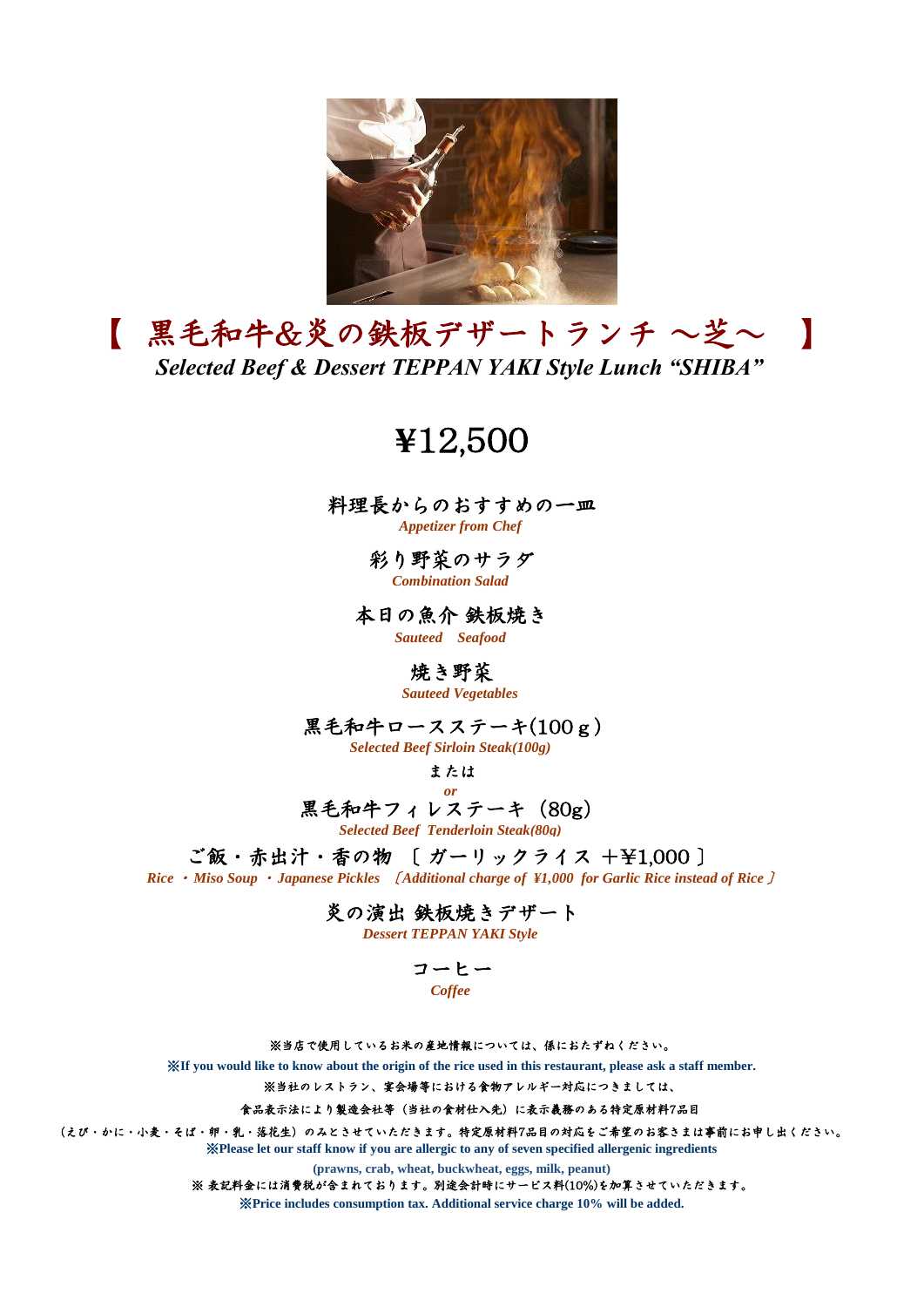# 【 黒毛和牛&炎の鉄板デザートランチ ～芝～ 】

***Selected Beef & Dessert TEPPAN YAKI Style Lunch "SHIBA"***

## ¥12,500

料理長からのおすすめの一皿
*Appetizer from Chef*

彩り野菜のサラダ
*Combination Salad*

本日の魚介 鉄板焼き
*Sauteed　Seafood*

焼き野菜
*Sauteed Vegetables*

黒毛和牛ロースステーキ(100ｇ)
*Selected Beef Sirloin Steak(100g)*

または
*or*

黒毛和牛フィレステーキ（80g）
*Selected Beef　Tenderloin Steak(80g)*

ご飯・赤出汁・香の物 〔 ガーリックライス ＋¥1,000 〕
*Rice ・ Miso Soup ・ Japanese Pickles 〔Additional charge of ¥1,000 for Garlic Rice instead of Rice 〕*

炎の演出 鉄板焼きデザート
*Dessert TEPPAN YAKI Style*

コーヒー
*Coffee*

※当店で使用しているお米の産地情報については、係におたずねください。

**※If you would like to know about the origin of the rice used in this restaurant, please ask a staff member.**

※当社のレストラン、宴会場等における食物アレルギー対応につきましては、
食品表示法により製造会社等（当社の食材仕入先）に表示義務のある特定原材料7品目
（えび・かに・小麦・そば・卵・乳・落花生）のみとさせていただきます。特定原材料7品目の対応をご希望のお客さまは事前にお申し出ください。

**※Please let our staff know if you are allergic to any of seven specified allergenic ingredients**
**(prawns, crab, wheat, buckwheat, eggs, milk, peanut)**

※ 表記料金には消費税が含まれております。別途会計時にサービス料(10%)を加算させていただきます。

**※Price includes consumption tax. Additional service charge 10% will be added.**